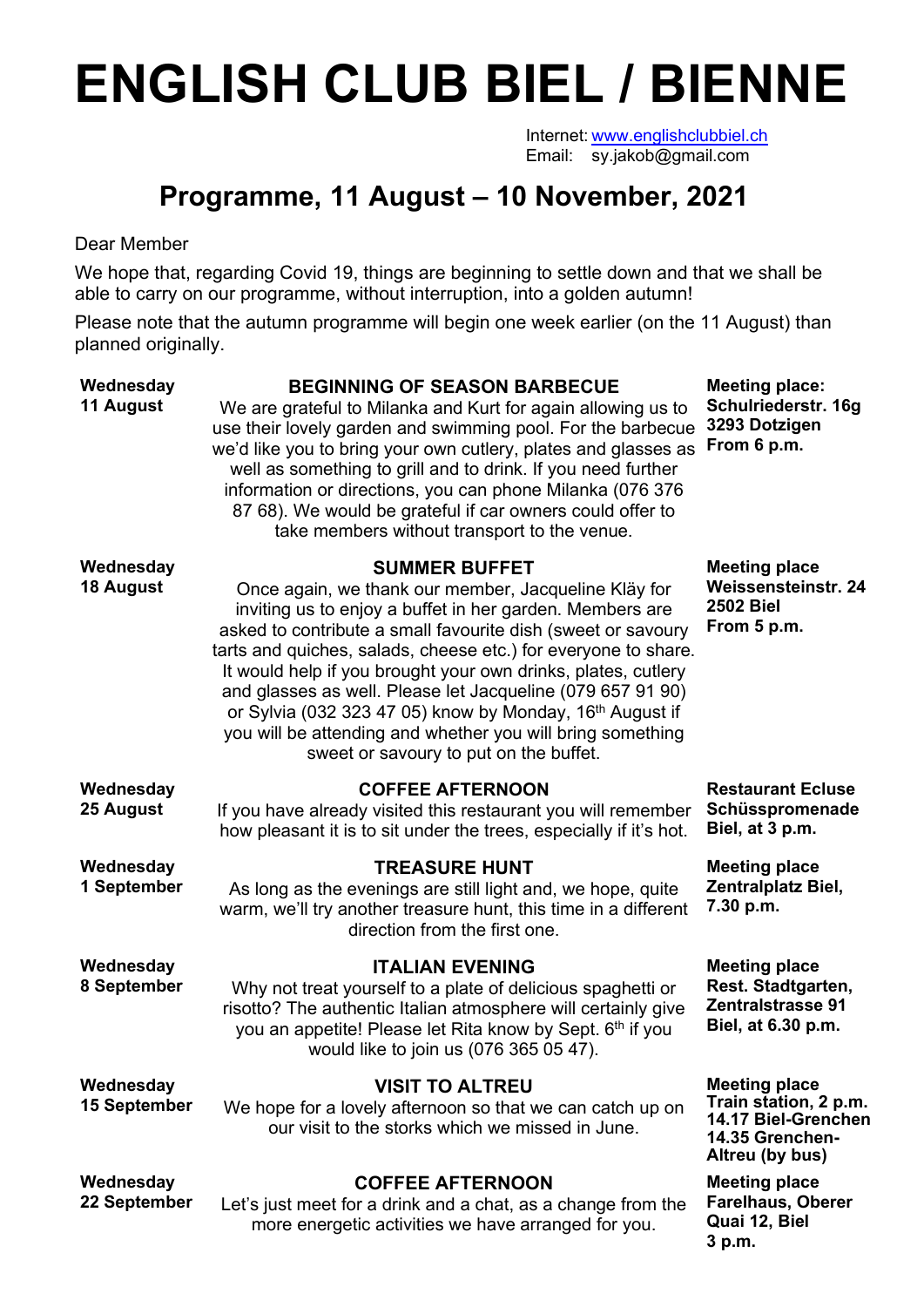# ENGLISH CLUB BIEL / BIENNE

Internet: www.englishclubbiel.ch
Email: sy.jakob@gmail.com

## Programme, 11 August – 10 November, 2021

Dear Member

We hope that, regarding Covid 19, things are beginning to settle down and that we shall be able to carry on our programme, without interruption, into a golden autumn!

Please note that the autumn programme will begin one week earlier (on the 11 August) than planned originally.

| Date | Event | Meeting place |
|---|---|---|
| **Wednesday 11 August** | **BEGINNING OF SEASON BARBECUE**<br>We are grateful to Milanka and Kurt for again allowing us to use their lovely garden and swimming pool. For the barbecue we'd like you to bring your own cutlery, plates and glasses as well as something to grill and to drink. If you need further information or directions, you can phone Milanka (076 376 87 68). We would be grateful if car owners could offer to take members without transport to the venue. | **Meeting place: Schulriederstr. 16g 3293 Dotzigen From 6 p.m.** |
| **Wednesday 18 August** | **SUMMER BUFFET**<br>Once again, we thank our member, Jacqueline Kläy for inviting us to enjoy a buffet in her garden. Members are asked to contribute a small favourite dish (sweet or savoury tarts and quiches, salads, cheese etc.) for everyone to share. It would help if you brought your own drinks, plates, cutlery and glasses as well. Please let Jacqueline (079 657 91 90) or Sylvia (032 323 47 05) know by Monday, 16th August if you will be attending and whether you will bring something sweet or savoury to put on the buffet. | **Meeting place Weissensteinstr. 24 2502 Biel From 5 p.m.** |
| **Wednesday 25 August** | **COFFEE AFTERNOON**<br>If you have already visited this restaurant you will remember how pleasant it is to sit under the trees, especially if it's hot. | **Restaurant Ecluse Schüsspromenade Biel, at 3 p.m.** |
| **Wednesday 1 September** | **TREASURE HUNT**<br>As long as the evenings are still light and, we hope, quite warm, we'll try another treasure hunt, this time in a different direction from the first one. | **Meeting place Zentralplatz Biel, 7.30 p.m.** |
| **Wednesday 8 September** | **ITALIAN EVENING**<br>Why not treat yourself to a plate of delicious spaghetti or risotto? The authentic Italian atmosphere will certainly give you an appetite! Please let Rita know by Sept. 6th if you would like to join us (076 365 05 47). | **Meeting place Rest. Stadtgarten, Zentralstrasse 91 Biel, at 6.30 p.m.** |
| **Wednesday 15 September** | **VISIT TO ALTREU**<br>We hope for a lovely afternoon so that we can catch up on our visit to the storks which we missed in June. | **Meeting place Train station, 2 p.m. 14.17 Biel-Grenchen 14.35 Grenchen-Altreu (by bus)** |
| **Wednesday 22 September** | **COFFEE AFTERNOON**<br>Let's just meet for a drink and a chat, as a change from the more energetic activities we have arranged for you. | **Meeting place Farelhaus, Oberer Quai 12, Biel 3 p.m.** |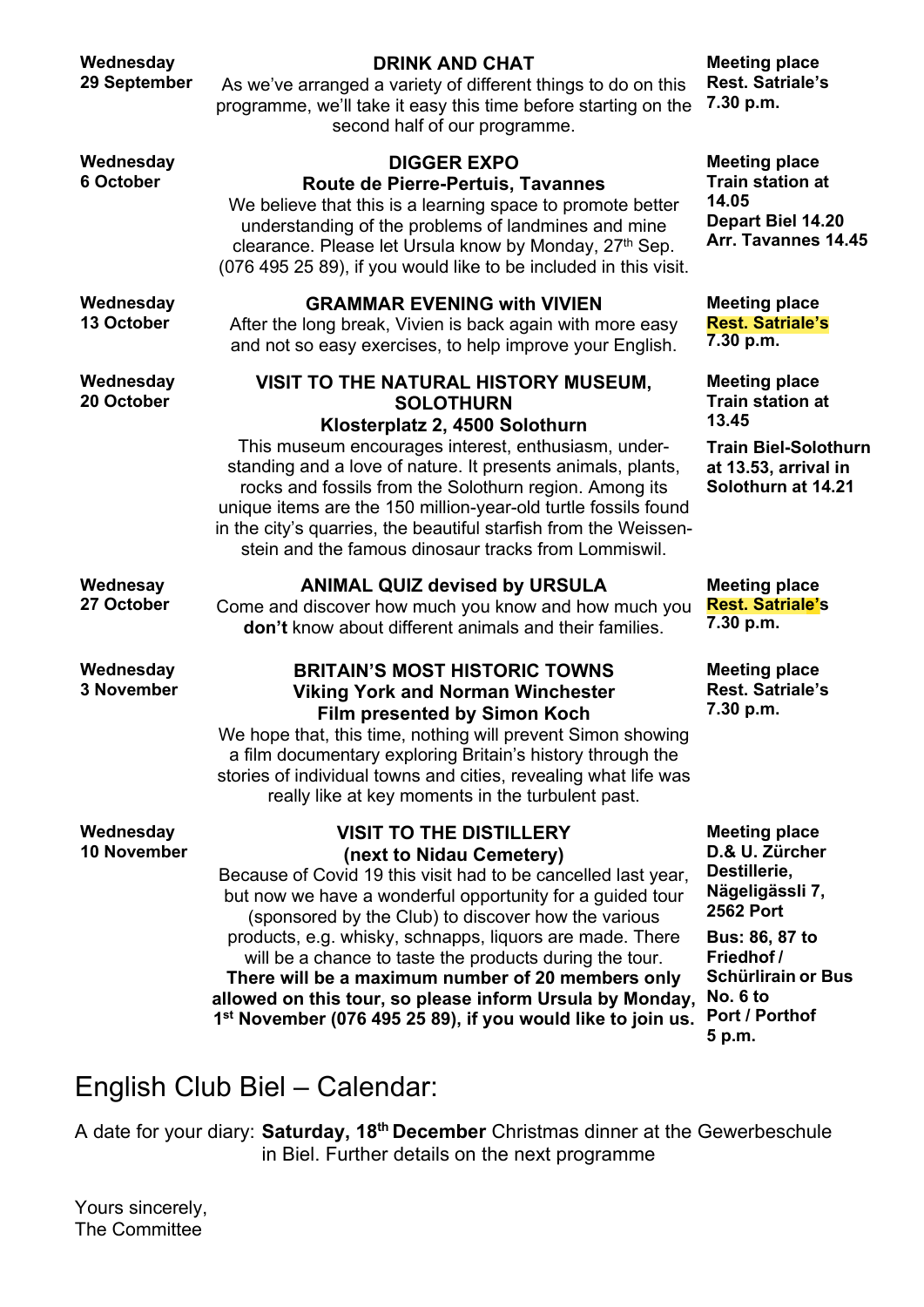| | | |
|---|---|---|
| **Wednesday 29 September** | **DRINK AND CHAT** As we've arranged a variety of different things to do on this programme, we'll take it easy this time before starting on the second half of our programme. | **Meeting place Rest. Satriale's 7.30 p.m.** |
| **Wednesday 6 October** | **DIGGER EXPO** **Route de Pierre-Pertuis, Tavannes** We believe that this is a learning space to promote better understanding of the problems of landmines and mine clearance. Please let Ursula know by Monday, 27th Sep. (076 495 25 89), if you would like to be included in this visit. | **Meeting place Train station at 14.05** **Depart Biel 14.20** **Arr. Tavannes 14.45** |
| **Wednesday 13 October** | **GRAMMAR EVENING with VIVIEN** After the long break, Vivien is back again with more easy and not so easy exercises, to help improve your English. | **Meeting place Rest. Satriale's 7.30 p.m.** |
| **Wednesday 20 October** | **VISIT TO THE NATURAL HISTORY MUSEUM, SOLOTHURN** **Klosterplatz 2, 4500 Solothurn** This museum encourages interest, enthusiasm, understanding and a love of nature. It presents animals, plants, rocks and fossils from the Solothurn region. Among its unique items are the 150 million-year-old turtle fossils found in the city's quarries, the beautiful starfish from the Weissenstein and the famous dinosaur tracks from Lommiswil. | **Meeting place Train station at 13.45** **Train Biel-Solothurn at 13.53, arrival in Solothurn at 14.21** |
| **Wednesday 27 October** | **ANIMAL QUIZ devised by URSULA** Come and discover how much you know and how much you **don't** know about different animals and their families. | **Meeting place Rest. Satriale's 7.30 p.m.** |
| **Wednesday 3 November** | **BRITAIN'S MOST HISTORIC TOWNS** **Viking York and Norman Winchester** **Film presented by Simon Koch** We hope that, this time, nothing will prevent Simon showing a film documentary exploring Britain's history through the stories of individual towns and cities, revealing what life was really like at key moments in the turbulent past. | **Meeting place Rest. Satriale's 7.30 p.m.** |
| **Wednesday 10 November** | **VISIT TO THE DISTILLERY** **(next to Nidau Cemetery)** Because of Covid 19 this visit had to be cancelled last year, but now we have a wonderful opportunity for a guided tour (sponsored by the Club) to discover how the various products, e.g. whisky, schnapps, liquors are made. There will be a chance to taste the products during the tour. **There will be a maximum number of 20 members only allowed on this tour, so please inform Ursula by Monday, 1st November (076 495 25 89), if you would like to join us.** | **Meeting place D.& U. Zürcher Destillerie, Nägeligässli 7, 2562 Port** **Bus: 86, 87 to Friedhof / Schürlirain or Bus No. 6 to Port / Porthof** **5 p.m.** |

# English Club Biel – Calendar:

A date for your diary: **Saturday, 18th December** Christmas dinner at the Gewerbeschule in Biel. Further details on the next programme

Yours sincerely,
The Committee